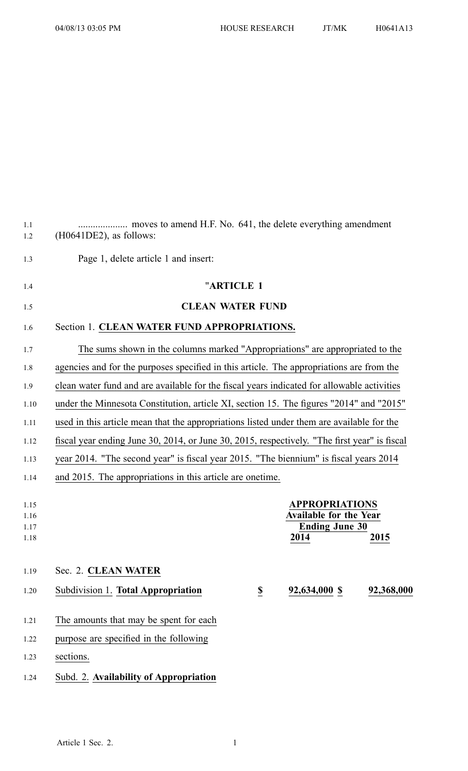.................... moves to amend H.F. No. 641, the delete everything amendment (H0641DE2), as follows:

Page 1, delete article 1 and insert:

"**ARTICLE 1**

**CLEAN WATER FUND**

Section 1. **CLEAN WATER FUND APPROPRIATIONS.**

The sums shown in the columns marked "Appropriations" are appropriated to the agencies and for the purposes specified in this article. The appropriations are from the clean water fund and are available for the fiscal years indicated for allowable activities under the Minnesota Constitution, article XI, section 15. The figures "2014" and "2015" used in this article mean that the appropriations listed under them are available for the fiscal year ending June 30, 2014, or June 30, 2015, respectively. "The first year" is fiscal year 2014. "The second year" is fiscal year 2015. "The biennium" is fiscal years 2014 and 2015. The appropriations in this article are onetime.

| | APPROPRIATIONS Available for the Year Ending June 30 | |
|---|---|---|
| | 2014 | 2015 |

Sec. 2. **CLEAN WATER**

| | | |
|---|---|---|
| Subdivision 1. **Total Appropriation** | $ 92,634,000 | $ 92,368,000 |

The amounts that may be spent for each purpose are specified in the following sections.

Subd. 2. **Availability of Appropriation**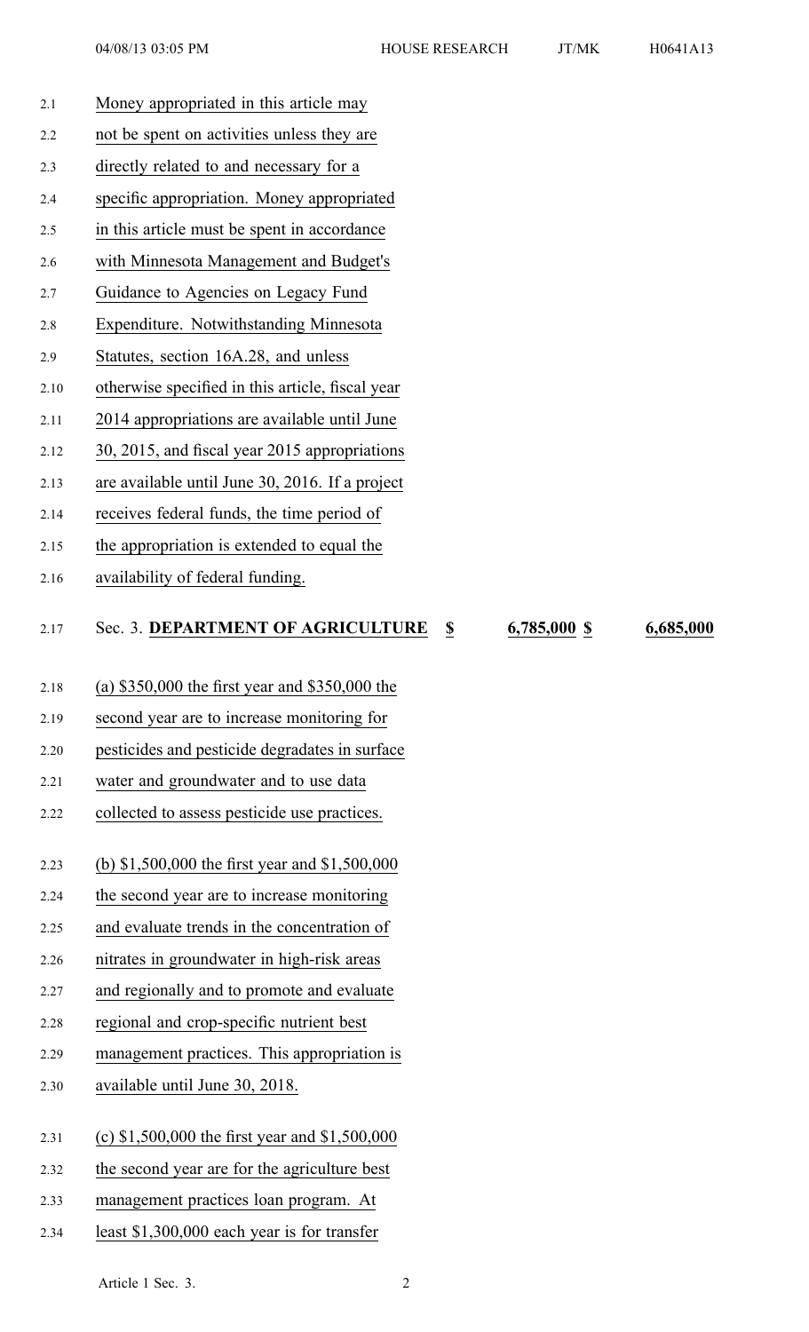Money appropriated in this article may not be spent on activities unless they are directly related to and necessary for a specific appropriation. Money appropriated in this article must be spent in accordance with Minnesota Management and Budget's Guidance to Agencies on Legacy Fund Expenditure. Notwithstanding Minnesota Statutes, section 16A.28, and unless otherwise specified in this article, fiscal year 2014 appropriations are available until June 30, 2015, and fiscal year 2015 appropriations are available until June 30, 2016. If a project receives federal funds, the time period of the appropriation is extended to equal the availability of federal funding.

Sec. 3. **DEPARTMENT OF AGRICULTURE** **$** **6,785,000** **$** **6,685,000**

(a) $350,000 the first year and $350,000 the second year are to increase monitoring for pesticides and pesticide degradates in surface water and groundwater and to use data collected to assess pesticide use practices.

(b) $1,500,000 the first year and $1,500,000 the second year are to increase monitoring and evaluate trends in the concentration of nitrates in groundwater in high-risk areas and regionally and to promote and evaluate regional and crop-specific nutrient best management practices. This appropriation is available until June 30, 2018.

(c) $1,500,000 the first year and $1,500,000 the second year are for the agriculture best management practices loan program. At least $1,300,000 each year is for transfer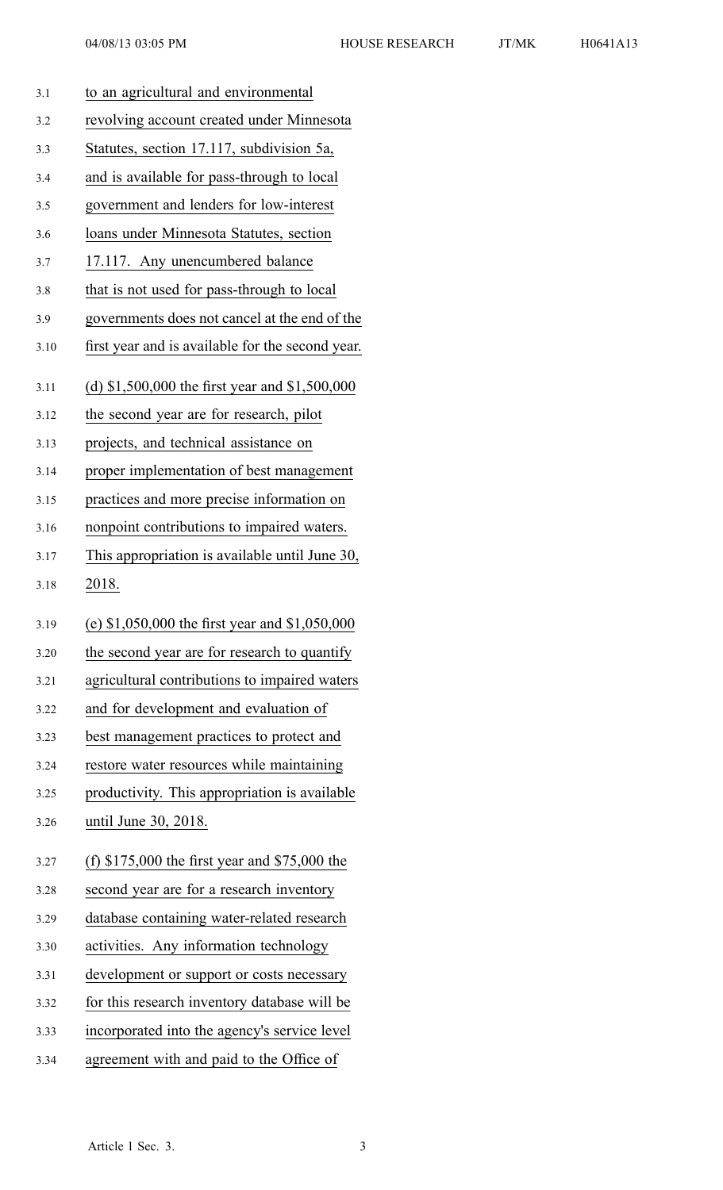to an agricultural and environmental revolving account created under Minnesota Statutes, section 17.117, subdivision 5a, and is available for pass-through to local government and lenders for low-interest loans under Minnesota Statutes, section 17.117. Any unencumbered balance that is not used for pass-through to local governments does not cancel at the end of the first year and is available for the second year.

(d) $1,500,000 the first year and $1,500,000 the second year are for research, pilot projects, and technical assistance on proper implementation of best management practices and more precise information on nonpoint contributions to impaired waters. This appropriation is available until June 30, 2018.

(e) $1,050,000 the first year and $1,050,000 the second year are for research to quantify agricultural contributions to impaired waters and for development and evaluation of best management practices to protect and restore water resources while maintaining productivity. This appropriation is available until June 30, 2018.

(f) $175,000 the first year and $75,000 the second year are for a research inventory database containing water-related research activities. Any information technology development or support or costs necessary for this research inventory database will be incorporated into the agency's service level agreement with and paid to the Office of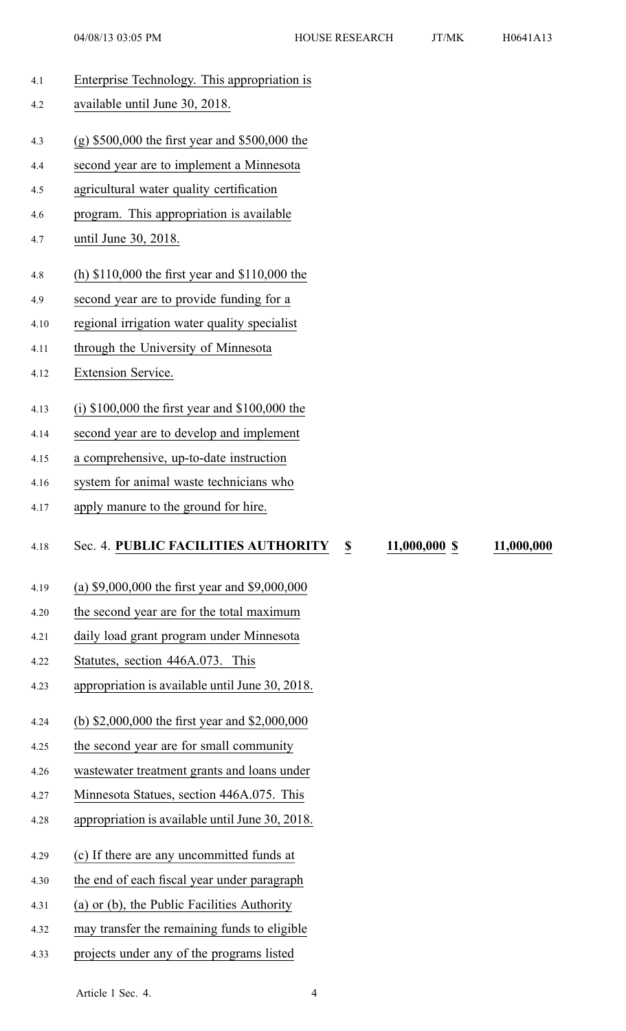Enterprise Technology. This appropriation is available until June 30, 2018.

(g) $500,000 the first year and $500,000 the second year are to implement a Minnesota agricultural water quality certification program. This appropriation is available until June 30, 2018.

(h) $110,000 the first year and $110,000 the second year are to provide funding for a regional irrigation water quality specialist through the University of Minnesota Extension Service.

(i) $100,000 the first year and $100,000 the second year are to develop and implement a comprehensive, up-to-date instruction system for animal waste technicians who apply manure to the ground for hire.

| Sec. 4. **PUBLIC FACILITIES AUTHORITY** | **$** | **11,000,000** | **$** | **11,000,000** |
|---|---|---|---|---|

(a) $9,000,000 the first year and $9,000,000 the second year are for the total maximum daily load grant program under Minnesota Statutes, section 446A.073. This appropriation is available until June 30, 2018.

(b) $2,000,000 the first year and $2,000,000 the second year are for small community wastewater treatment grants and loans under Minnesota Statues, section 446A.075. This appropriation is available until June 30, 2018.

(c) If there are any uncommitted funds at the end of each fiscal year under paragraph (a) or (b), the Public Facilities Authority may transfer the remaining funds to eligible projects under any of the programs listed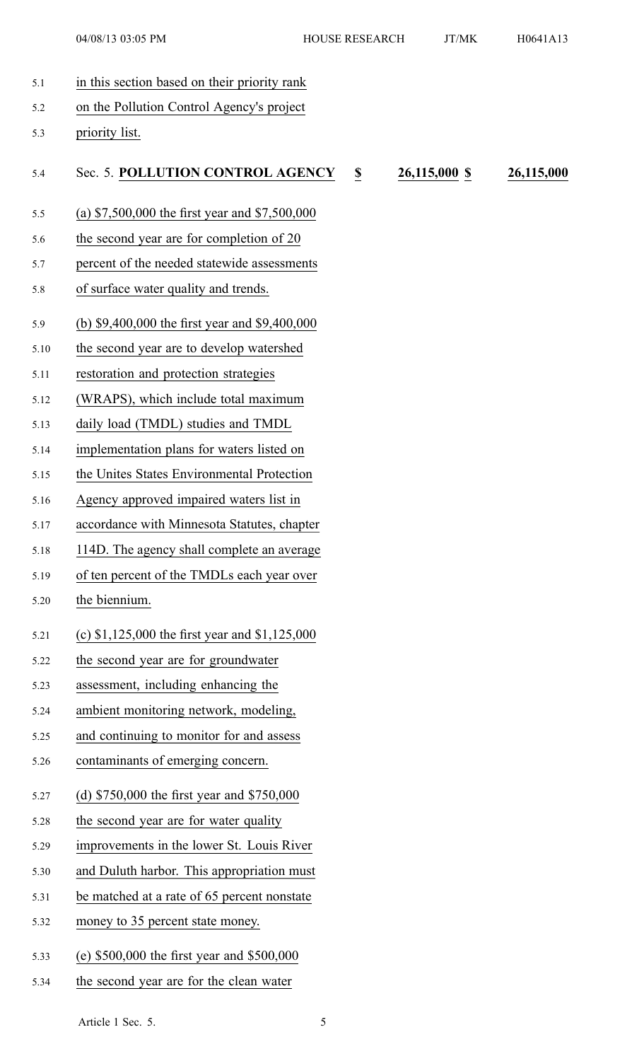in this section based on their priority rank on the Pollution Control Agency's project priority list.

Sec. 5. **POLLUTION CONTROL AGENCY** **$ 26,115,000 $ 26,115,000**

(a) $7,500,000 the first year and $7,500,000 the second year are for completion of 20 percent of the needed statewide assessments of surface water quality and trends.

(b) $9,400,000 the first year and $9,400,000 the second year are to develop watershed restoration and protection strategies (WRAPS), which include total maximum daily load (TMDL) studies and TMDL implementation plans for waters listed on the Unites States Environmental Protection Agency approved impaired waters list in accordance with Minnesota Statutes, chapter 114D. The agency shall complete an average of ten percent of the TMDLs each year over the biennium.

(c) $1,125,000 the first year and $1,125,000 the second year are for groundwater assessment, including enhancing the ambient monitoring network, modeling, and continuing to monitor for and assess contaminants of emerging concern.

(d) $750,000 the first year and $750,000 the second year are for water quality improvements in the lower St. Louis River and Duluth harbor. This appropriation must be matched at a rate of 65 percent nonstate money to 35 percent state money.

(e) $500,000 the first year and $500,000 the second year are for the clean water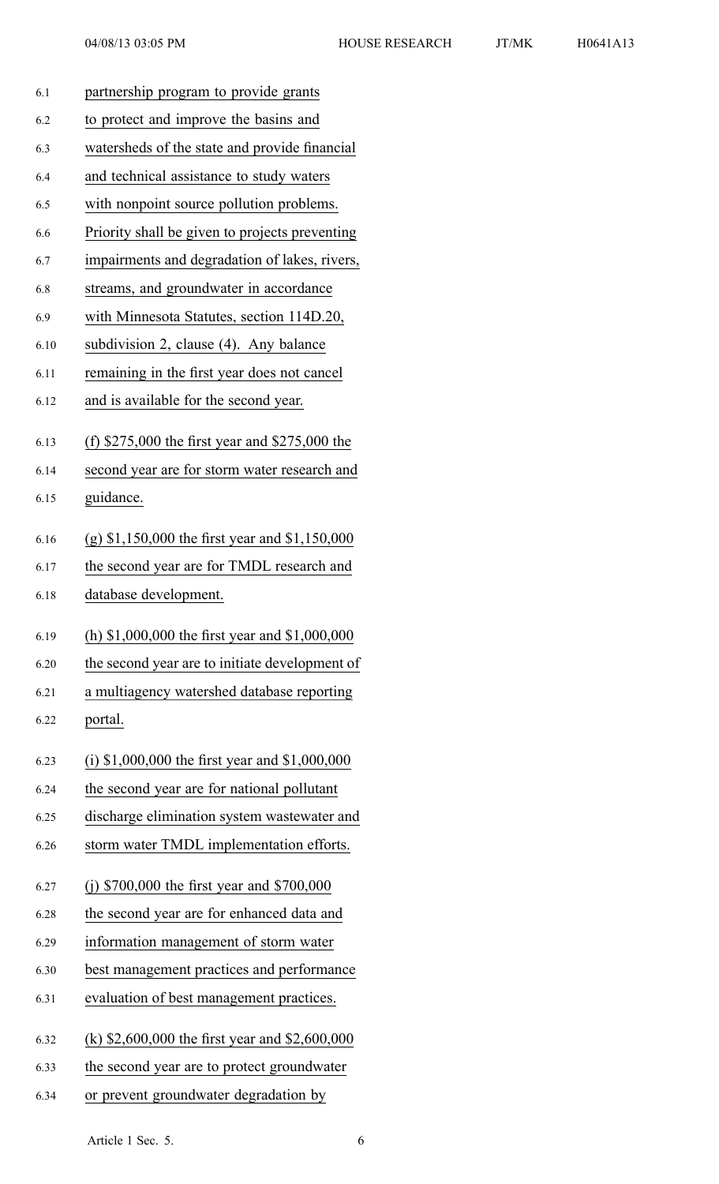partnership program to provide grants to protect and improve the basins and watersheds of the state and provide financial and technical assistance to study waters with nonpoint source pollution problems. Priority shall be given to projects preventing impairments and degradation of lakes, rivers, streams, and groundwater in accordance with Minnesota Statutes, section 114D.20, subdivision 2, clause (4). Any balance remaining in the first year does not cancel and is available for the second year.

(f) $275,000 the first year and $275,000 the second year are for storm water research and guidance.

(g) $1,150,000 the first year and $1,150,000 the second year are for TMDL research and database development.

(h) $1,000,000 the first year and $1,000,000 the second year are to initiate development of a multiagency watershed database reporting portal.

(i) $1,000,000 the first year and $1,000,000 the second year are for national pollutant discharge elimination system wastewater and storm water TMDL implementation efforts.

(j) $700,000 the first year and $700,000 the second year are for enhanced data and information management of storm water best management practices and performance evaluation of best management practices.

(k) $2,600,000 the first year and $2,600,000 the second year are to protect groundwater or prevent groundwater degradation by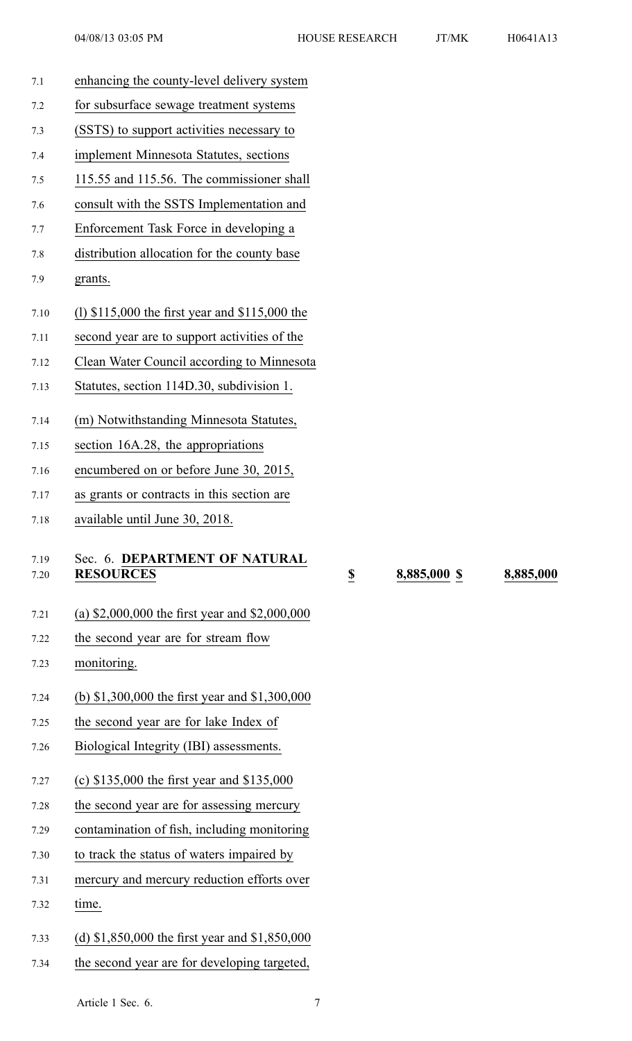enhancing the county-level delivery system for subsurface sewage treatment systems (SSTS) to support activities necessary to implement Minnesota Statutes, sections 115.55 and 115.56. The commissioner shall consult with the SSTS Implementation and Enforcement Task Force in developing a distribution allocation for the county base grants.

(l) $115,000 the first year and $115,000 the second year are to support activities of the Clean Water Council according to Minnesota Statutes, section 114D.30, subdivision 1.

(m) Notwithstanding Minnesota Statutes, section 16A.28, the appropriations encumbered on or before June 30, 2015, as grants or contracts in this section are available until June 30, 2018.

| | | | |
|---|---|---|---|
| Sec. 6. **DEPARTMENT OF NATURAL RESOURCES** | **$** | **8,885,000 $** | **8,885,000** |

(a) $2,000,000 the first year and $2,000,000 the second year are for stream flow monitoring.

(b) $1,300,000 the first year and $1,300,000 the second year are for lake Index of Biological Integrity (IBI) assessments.

(c) $135,000 the first year and $135,000 the second year are for assessing mercury contamination of fish, including monitoring to track the status of waters impaired by mercury and mercury reduction efforts over time.

(d) $1,850,000 the first year and $1,850,000 the second year are for developing targeted,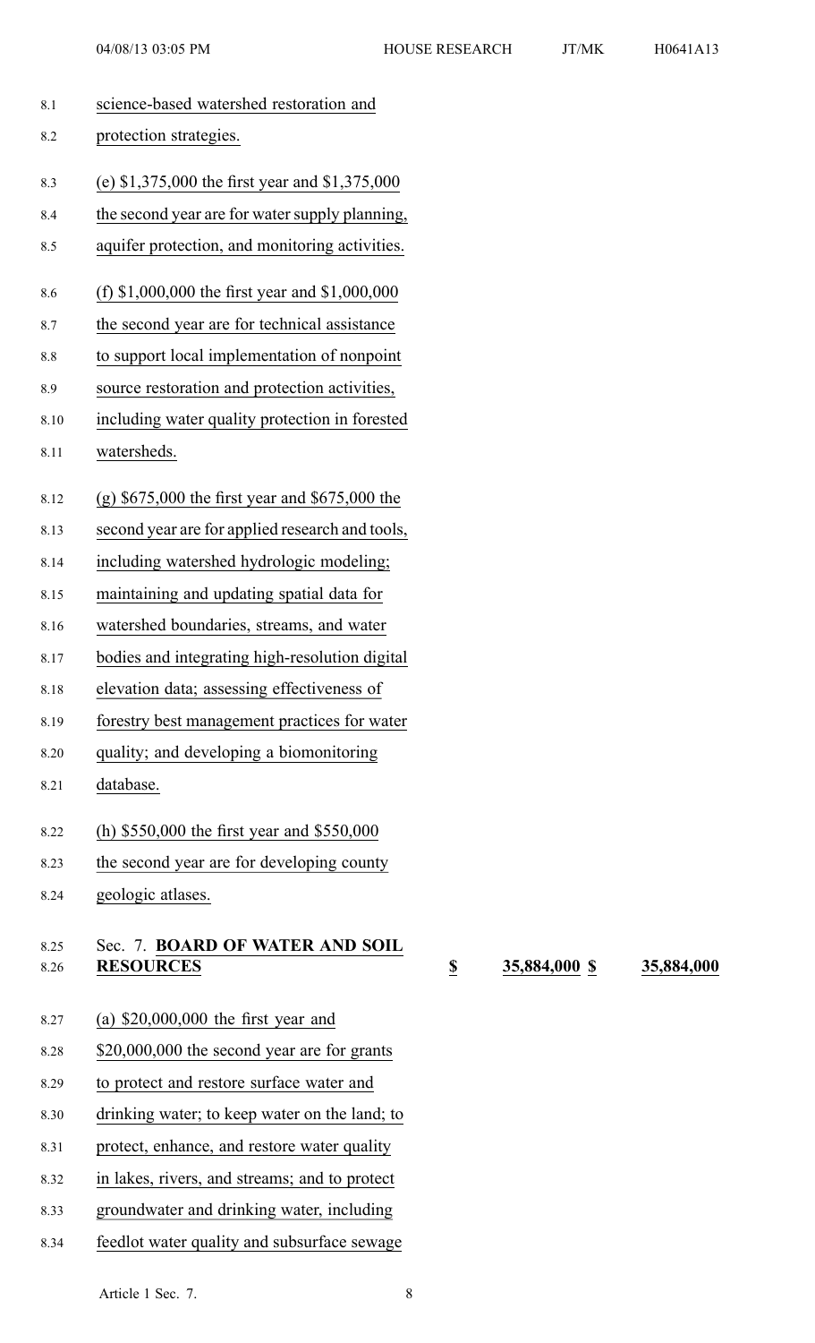science-based watershed restoration and protection strategies.

(e) $1,375,000 the first year and $1,375,000 the second year are for water supply planning, aquifer protection, and monitoring activities.

(f) $1,000,000 the first year and $1,000,000 the second year are for technical assistance to support local implementation of nonpoint source restoration and protection activities, including water quality protection in forested watersheds.

(g) $675,000 the first year and $675,000 the second year are for applied research and tools, including watershed hydrologic modeling; maintaining and updating spatial data for watershed boundaries, streams, and water bodies and integrating high-resolution digital elevation data; assessing effectiveness of forestry best management practices for water quality; and developing a biomonitoring database.

(h) $550,000 the first year and $550,000 the second year are for developing county geologic atlases.

Sec. 7. **BOARD OF WATER AND SOIL RESOURCES** $ 35,884,000 $ 35,884,000

(a) $20,000,000 the first year and $20,000,000 the second year are for grants to protect and restore surface water and drinking water; to keep water on the land; to protect, enhance, and restore water quality in lakes, rivers, and streams; and to protect groundwater and drinking water, including feedlot water quality and subsurface sewage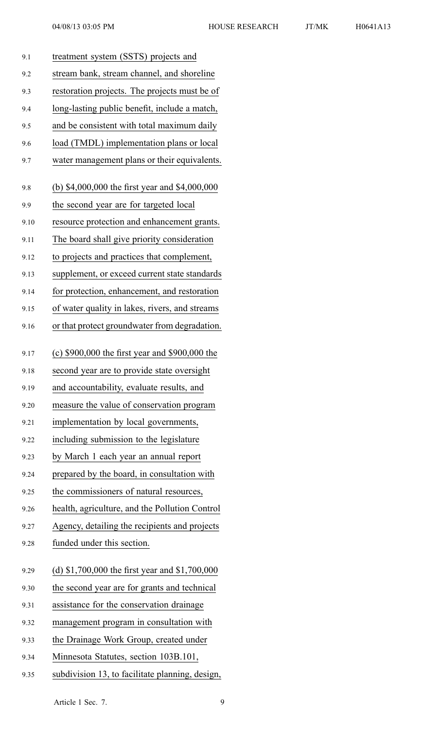treatment system (SSTS) projects and stream bank, stream channel, and shoreline restoration projects. The projects must be of long-lasting public benefit, include a match, and be consistent with total maximum daily load (TMDL) implementation plans or local water management plans or their equivalents.

(b) $4,000,000 the first year and $4,000,000 the second year are for targeted local resource protection and enhancement grants. The board shall give priority consideration to projects and practices that complement, supplement, or exceed current state standards for protection, enhancement, and restoration of water quality in lakes, rivers, and streams or that protect groundwater from degradation.

(c) $900,000 the first year and $900,000 the second year are to provide state oversight and accountability, evaluate results, and measure the value of conservation program implementation by local governments, including submission to the legislature by March 1 each year an annual report prepared by the board, in consultation with the commissioners of natural resources, health, agriculture, and the Pollution Control Agency, detailing the recipients and projects funded under this section.

(d) $1,700,000 the first year and $1,700,000 the second year are for grants and technical assistance for the conservation drainage management program in consultation with the Drainage Work Group, created under Minnesota Statutes, section 103B.101, subdivision 13, to facilitate planning, design,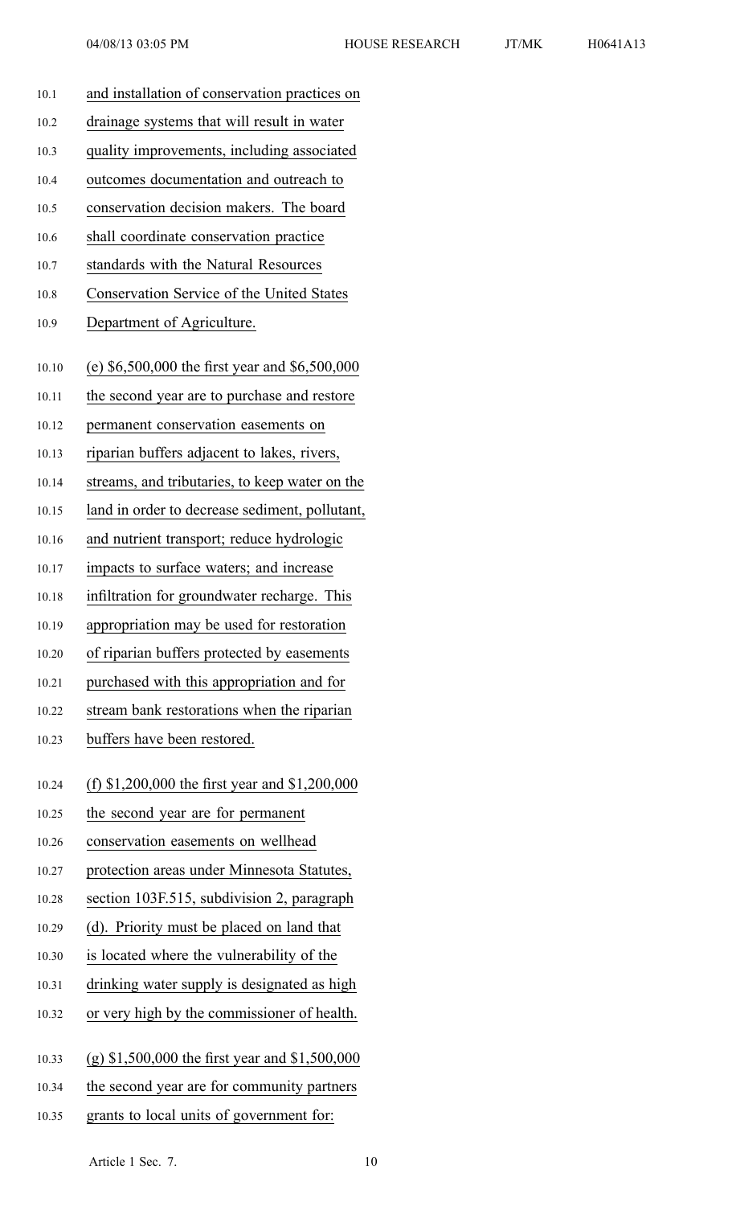and installation of conservation practices on drainage systems that will result in water quality improvements, including associated outcomes documentation and outreach to conservation decision makers. The board shall coordinate conservation practice standards with the Natural Resources Conservation Service of the United States Department of Agriculture.

(e) $6,500,000 the first year and $6,500,000 the second year are to purchase and restore permanent conservation easements on riparian buffers adjacent to lakes, rivers, streams, and tributaries, to keep water on the land in order to decrease sediment, pollutant, and nutrient transport; reduce hydrologic impacts to surface waters; and increase infiltration for groundwater recharge. This appropriation may be used for restoration of riparian buffers protected by easements purchased with this appropriation and for stream bank restorations when the riparian buffers have been restored.

(f) $1,200,000 the first year and $1,200,000 the second year are for permanent conservation easements on wellhead protection areas under Minnesota Statutes, section 103F.515, subdivision 2, paragraph (d). Priority must be placed on land that is located where the vulnerability of the drinking water supply is designated as high or very high by the commissioner of health.

(g) $1,500,000 the first year and $1,500,000 the second year are for community partners grants to local units of government for: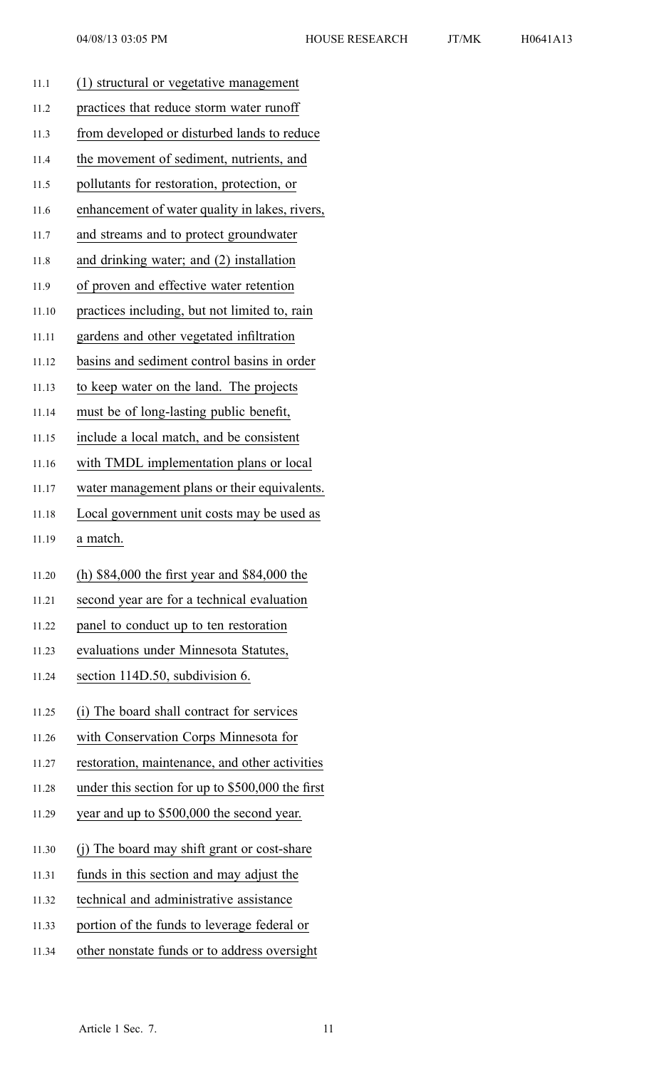(1) structural or vegetative management practices that reduce storm water runoff from developed or disturbed lands to reduce the movement of sediment, nutrients, and pollutants for restoration, protection, or enhancement of water quality in lakes, rivers, and streams and to protect groundwater and drinking water; and (2) installation of proven and effective water retention practices including, but not limited to, rain gardens and other vegetated infiltration basins and sediment control basins in order to keep water on the land. The projects must be of long-lasting public benefit, include a local match, and be consistent with TMDL implementation plans or local water management plans or their equivalents. Local government unit costs may be used as a match.

(h) $84,000 the first year and $84,000 the second year are for a technical evaluation panel to conduct up to ten restoration evaluations under Minnesota Statutes, section 114D.50, subdivision 6.

(i) The board shall contract for services with Conservation Corps Minnesota for restoration, maintenance, and other activities under this section for up to $500,000 the first year and up to $500,000 the second year.

(j) The board may shift grant or cost-share funds in this section and may adjust the technical and administrative assistance portion of the funds to leverage federal or other nonstate funds or to address oversight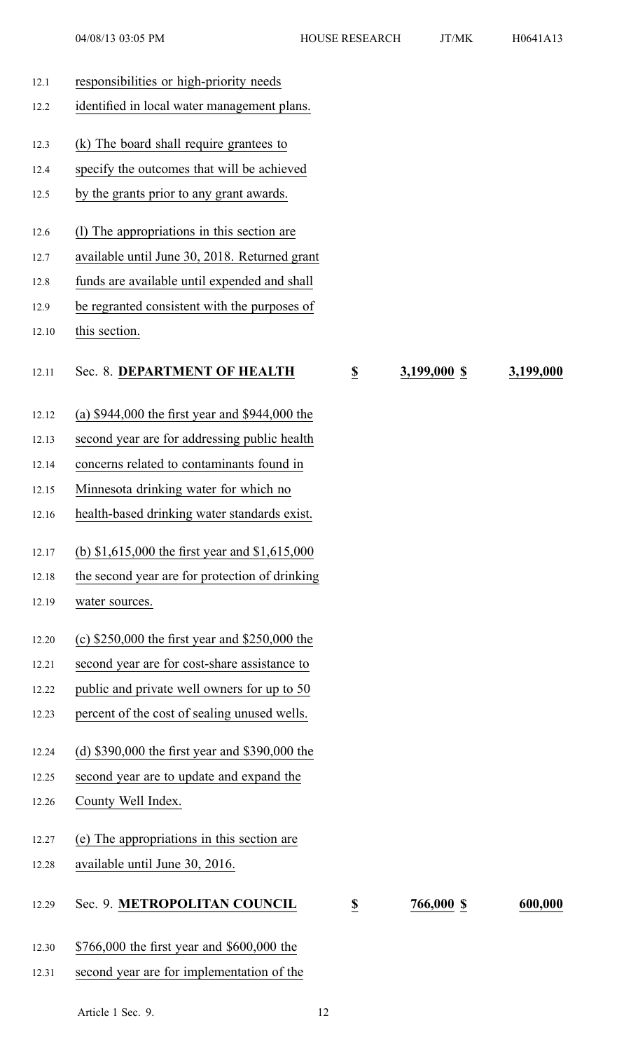responsibilities or high-priority needs identified in local water management plans.

(k) The board shall require grantees to specify the outcomes that will be achieved by the grants prior to any grant awards.

(l) The appropriations in this section are available until June 30, 2018. Returned grant funds are available until expended and shall be regranted consistent with the purposes of this section.

| Sec. 8. **DEPARTMENT OF HEALTH** | **$** | **3,199,000** | **$** | **3,199,000** |
|---|---|---|---|---|

(a) $944,000 the first year and $944,000 the second year are for addressing public health concerns related to contaminants found in Minnesota drinking water for which no health-based drinking water standards exist.

(b) $1,615,000 the first year and $1,615,000 the second year are for protection of drinking water sources.

(c) $250,000 the first year and $250,000 the second year are for cost-share assistance to public and private well owners for up to 50 percent of the cost of sealing unused wells.

(d) $390,000 the first year and $390,000 the second year are to update and expand the County Well Index.

(e) The appropriations in this section are available until June 30, 2016.

| Sec. 9. **METROPOLITAN COUNCIL** | **$** | **766,000** | **$** | **600,000** |
|---|---|---|---|---|

$766,000 the first year and $600,000 the second year are for implementation of the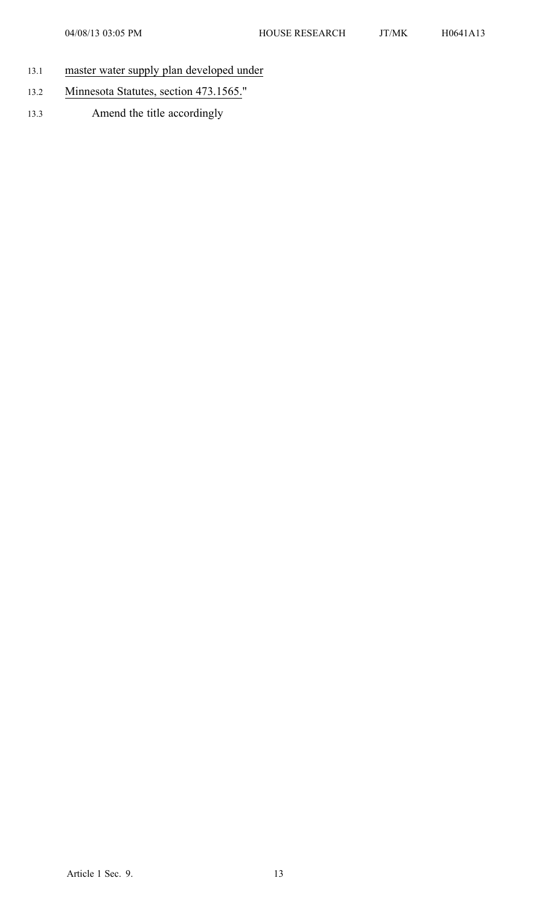13.1 master water supply plan developed under

13.2 Minnesota Statutes, section 473.1565."

13.3 Amend the title accordingly